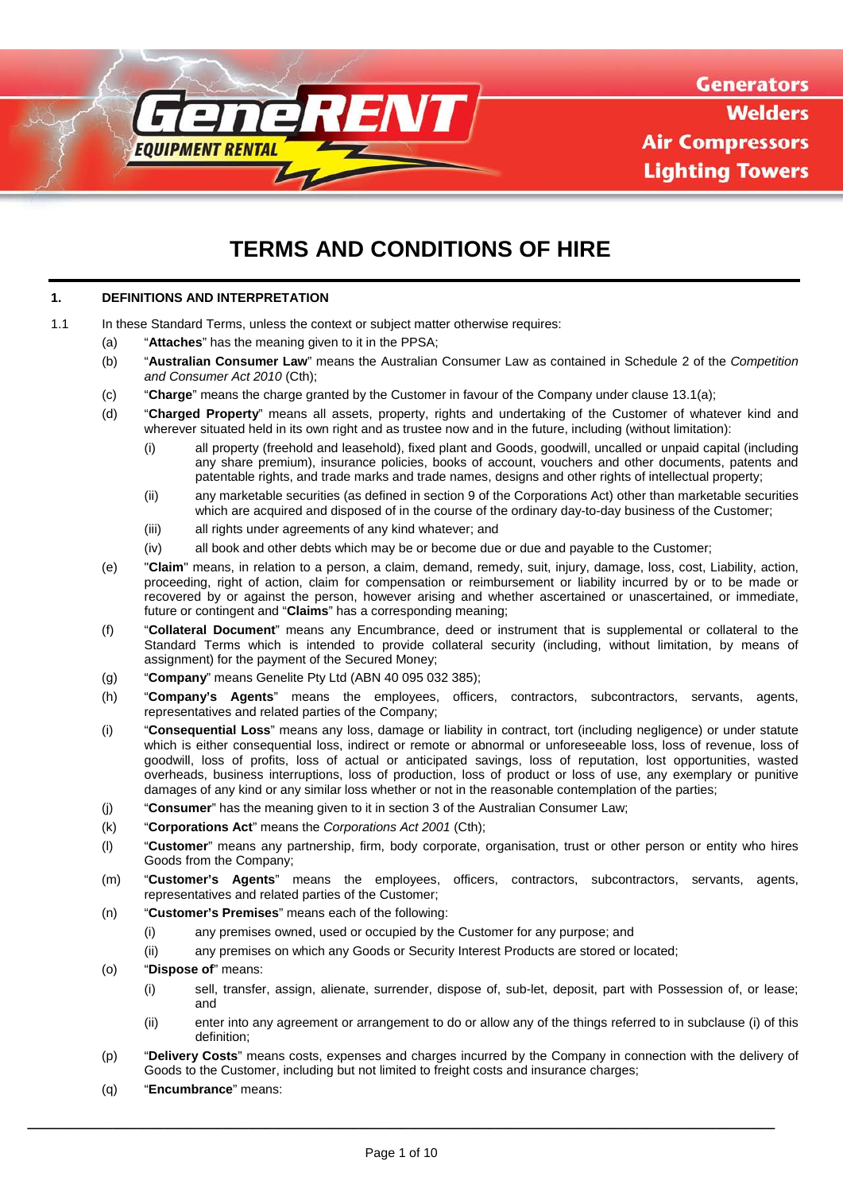GeneRENT EQUIPMENT RENTAL

Generators
Welders
Air Compressors
Lighting Towers

# TERMS AND CONDITIONS OF HIRE

## 1. DEFINITIONS AND INTERPRETATION

1.1 In these Standard Terms, unless the context or subject matter otherwise requires:

(a) "**Attaches**" has the meaning given to it in the PPSA;

(b) "**Australian Consumer Law**" means the Australian Consumer Law as contained in Schedule 2 of the *Competition and Consumer Act 2010* (Cth);

(c) "**Charge**" means the charge granted by the Customer in favour of the Company under clause 13.1(a);

(d) "**Charged Property**" means all assets, property, rights and undertaking of the Customer of whatever kind and wherever situated held in its own right and as trustee now and in the future, including (without limitation):

(i) all property (freehold and leasehold), fixed plant and Goods, goodwill, uncalled or unpaid capital (including any share premium), insurance policies, books of account, vouchers and other documents, patents and patentable rights, and trade marks and trade names, designs and other rights of intellectual property;

(ii) any marketable securities (as defined in section 9 of the Corporations Act) other than marketable securities which are acquired and disposed of in the course of the ordinary day-to-day business of the Customer;

(iii) all rights under agreements of any kind whatever; and

(iv) all book and other debts which may be or become due or due and payable to the Customer;

(e) "**Claim**" means, in relation to a person, a claim, demand, remedy, suit, injury, damage, loss, cost, Liability, action, proceeding, right of action, claim for compensation or reimbursement or liability incurred by or to be made or recovered by or against the person, however arising and whether ascertained or unascertained, or immediate, future or contingent and "**Claims**" has a corresponding meaning;

(f) "**Collateral Document**" means any Encumbrance, deed or instrument that is supplemental or collateral to the Standard Terms which is intended to provide collateral security (including, without limitation, by means of assignment) for the payment of the Secured Money;

(g) "**Company**" means Genelite Pty Ltd (ABN 40 095 032 385);

(h) "**Company's Agents**" means the employees, officers, contractors, subcontractors, servants, agents, representatives and related parties of the Company;

(i) "**Consequential Loss**" means any loss, damage or liability in contract, tort (including negligence) or under statute which is either consequential loss, indirect or remote or abnormal or unforeseeable loss, loss of revenue, loss of goodwill, loss of profits, loss of actual or anticipated savings, loss of reputation, lost opportunities, wasted overheads, business interruptions, loss of production, loss of product or loss of use, any exemplary or punitive damages of any kind or any similar loss whether or not in the reasonable contemplation of the parties;

(j) "**Consumer**" has the meaning given to it in section 3 of the Australian Consumer Law;

(k) "**Corporations Act**" means the *Corporations Act 2001* (Cth);

(l) "**Customer**" means any partnership, firm, body corporate, organisation, trust or other person or entity who hires Goods from the Company;

(m) "**Customer's Agents**" means the employees, officers, contractors, subcontractors, servants, agents, representatives and related parties of the Customer;

(n) "**Customer's Premises**" means each of the following:

(i) any premises owned, used or occupied by the Customer for any purpose; and

(ii) any premises on which any Goods or Security Interest Products are stored or located;

(o) "**Dispose of**" means:

(i) sell, transfer, assign, alienate, surrender, dispose of, sub-let, deposit, part with Possession of, or lease; and

(ii) enter into any agreement or arrangement to do or allow any of the things referred to in subclause (i) of this definition;

(p) "**Delivery Costs**" means costs, expenses and charges incurred by the Company in connection with the delivery of Goods to the Customer, including but not limited to freight costs and insurance charges;

(q) "**Encumbrance**" means: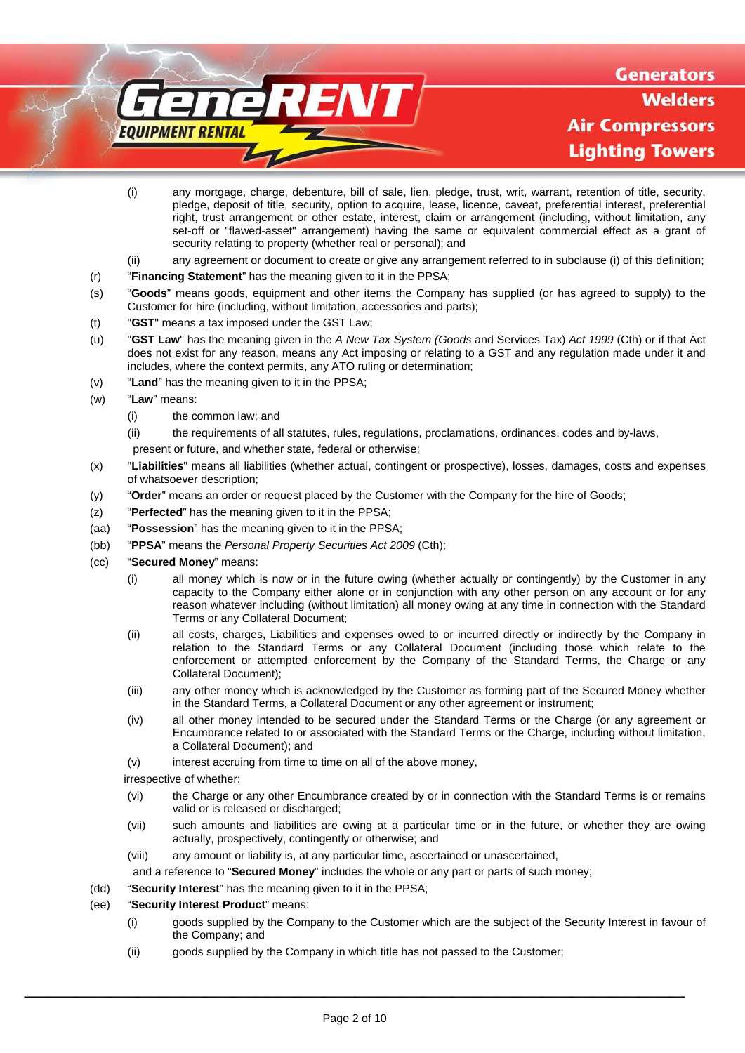(i) any mortgage, charge, debenture, bill of sale, lien, pledge, trust, writ, warrant, retention of title, security, pledge, deposit of title, security, option to acquire, lease, licence, caveat, preferential interest, preferential right, trust arrangement or other estate, interest, claim or arrangement (including, without limitation, any set-off or "flawed-asset" arrangement) having the same or equivalent commercial effect as a grant of security relating to property (whether real or personal); and

(ii) any agreement or document to create or give any arrangement referred to in subclause (i) of this definition;

(r) "**Financing Statement**" has the meaning given to it in the PPSA;

(s) "**Goods**" means goods, equipment and other items the Company has supplied (or has agreed to supply) to the Customer for hire (including, without limitation, accessories and parts);

(t) "**GST**" means a tax imposed under the GST Law;

(u) "**GST Law**" has the meaning given in the *A New Tax System (Goods* and Services Tax) *Act 1999* (Cth) or if that Act does not exist for any reason, means any Act imposing or relating to a GST and any regulation made under it and includes, where the context permits, any ATO ruling or determination;

(v) "**Land**" has the meaning given to it in the PPSA;

(w) "**Law**" means:

(i) the common law; and

(ii) the requirements of all statutes, rules, regulations, proclamations, ordinances, codes and by-laws,

present or future, and whether state, federal or otherwise;

(x) "**Liabilities**" means all liabilities (whether actual, contingent or prospective), losses, damages, costs and expenses of whatsoever description;

(y) "**Order**" means an order or request placed by the Customer with the Company for the hire of Goods;

(z) "**Perfected**" has the meaning given to it in the PPSA;

(aa) "**Possession**" has the meaning given to it in the PPSA;

(bb) "**PPSA**" means the *Personal Property Securities Act 2009* (Cth);

(cc) "**Secured Money**" means:

(i) all money which is now or in the future owing (whether actually or contingently) by the Customer in any capacity to the Company either alone or in conjunction with any other person on any account or for any reason whatever including (without limitation) all money owing at any time in connection with the Standard Terms or any Collateral Document;

(ii) all costs, charges, Liabilities and expenses owed to or incurred directly or indirectly by the Company in relation to the Standard Terms or any Collateral Document (including those which relate to the enforcement or attempted enforcement by the Company of the Standard Terms, the Charge or any Collateral Document);

(iii) any other money which is acknowledged by the Customer as forming part of the Secured Money whether in the Standard Terms, a Collateral Document or any other agreement or instrument;

(iv) all other money intended to be secured under the Standard Terms or the Charge (or any agreement or Encumbrance related to or associated with the Standard Terms or the Charge, including without limitation, a Collateral Document); and

(v) interest accruing from time to time on all of the above money,

irrespective of whether:

(vi) the Charge or any other Encumbrance created by or in connection with the Standard Terms is or remains valid or is released or discharged;

(vii) such amounts and liabilities are owing at a particular time or in the future, or whether they are owing actually, prospectively, contingently or otherwise; and

(viii) any amount or liability is, at any particular time, ascertained or unascertained,

and a reference to "**Secured Money**" includes the whole or any part or parts of such money;

(dd) "**Security Interest**" has the meaning given to it in the PPSA;

(ee) "**Security Interest Product**" means:

(i) goods supplied by the Company to the Customer which are the subject of the Security Interest in favour of the Company; and

(ii) goods supplied by the Company in which title has not passed to the Customer;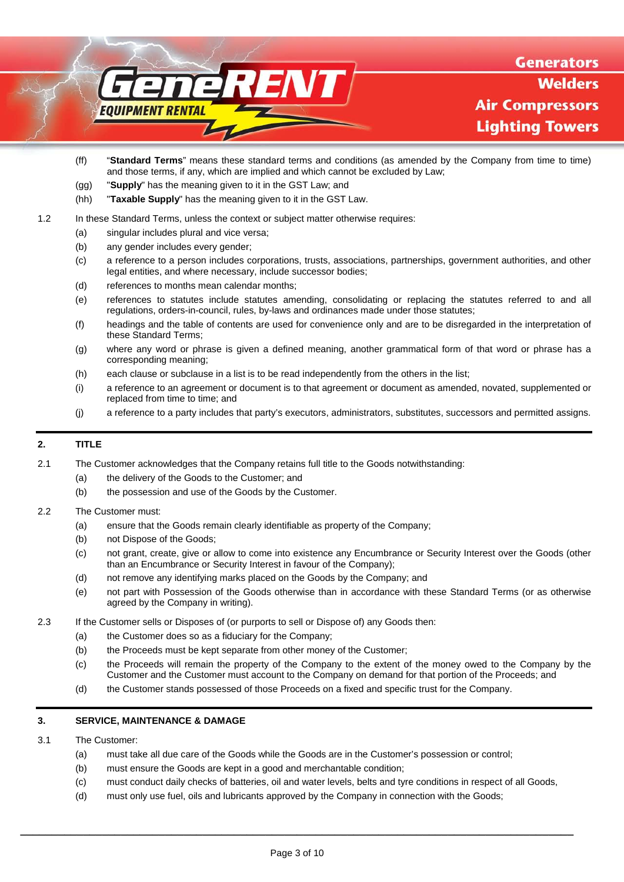(ff) "**Standard Terms**" means these standard terms and conditions (as amended by the Company from time to time) and those terms, if any, which are implied and which cannot be excluded by Law;

(gg) "**Supply**" has the meaning given to it in the GST Law; and

(hh) "**Taxable Supply**" has the meaning given to it in the GST Law.

1.2 In these Standard Terms, unless the context or subject matter otherwise requires:

(a) singular includes plural and vice versa;

(b) any gender includes every gender;

(c) a reference to a person includes corporations, trusts, associations, partnerships, government authorities, and other legal entities, and where necessary, include successor bodies;

(d) references to months mean calendar months;

(e) references to statutes include statutes amending, consolidating or replacing the statutes referred to and all regulations, orders-in-council, rules, by-laws and ordinances made under those statutes;

(f) headings and the table of contents are used for convenience only and are to be disregarded in the interpretation of these Standard Terms;

(g) where any word or phrase is given a defined meaning, another grammatical form of that word or phrase has a corresponding meaning;

(h) each clause or subclause in a list is to be read independently from the others in the list;

(i) a reference to an agreement or document is to that agreement or document as amended, novated, supplemented or replaced from time to time; and

(j) a reference to a party includes that party's executors, administrators, substitutes, successors and permitted assigns.

## 2. TITLE

2.1 The Customer acknowledges that the Company retains full title to the Goods notwithstanding:

(a) the delivery of the Goods to the Customer; and

(b) the possession and use of the Goods by the Customer.

2.2 The Customer must:

(a) ensure that the Goods remain clearly identifiable as property of the Company;

(b) not Dispose of the Goods;

(c) not grant, create, give or allow to come into existence any Encumbrance or Security Interest over the Goods (other than an Encumbrance or Security Interest in favour of the Company);

(d) not remove any identifying marks placed on the Goods by the Company; and

(e) not part with Possession of the Goods otherwise than in accordance with these Standard Terms (or as otherwise agreed by the Company in writing).

2.3 If the Customer sells or Disposes of (or purports to sell or Dispose of) any Goods then:

(a) the Customer does so as a fiduciary for the Company;

(b) the Proceeds must be kept separate from other money of the Customer;

(c) the Proceeds will remain the property of the Company to the extent of the money owed to the Company by the Customer and the Customer must account to the Company on demand for that portion of the Proceeds; and

(d) the Customer stands possessed of those Proceeds on a fixed and specific trust for the Company.

## 3. SERVICE, MAINTENANCE & DAMAGE

3.1 The Customer:

(a) must take all due care of the Goods while the Goods are in the Customer's possession or control;

(b) must ensure the Goods are kept in a good and merchantable condition;

(c) must conduct daily checks of batteries, oil and water levels, belts and tyre conditions in respect of all Goods,

(d) must only use fuel, oils and lubricants approved by the Company in connection with the Goods;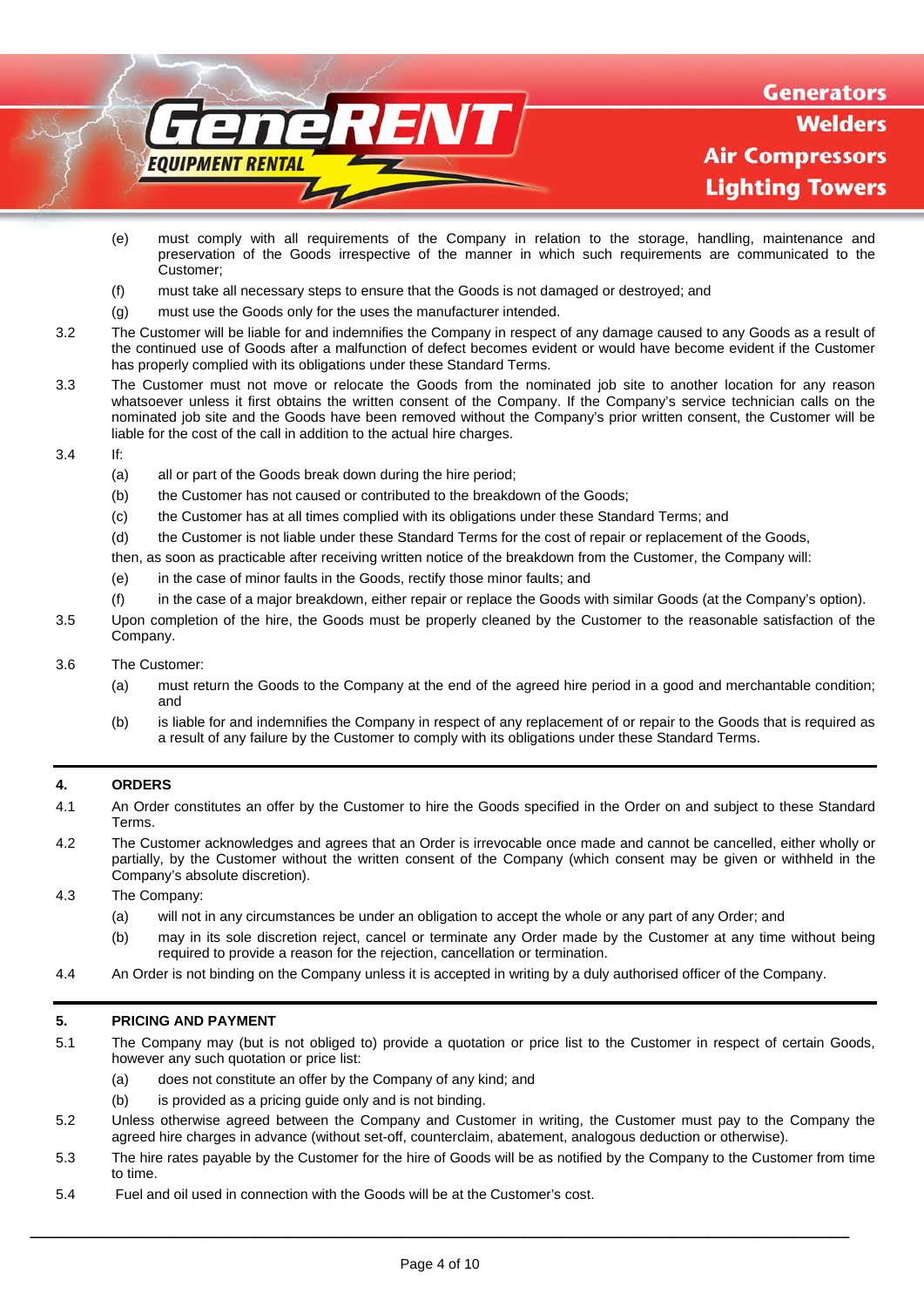(e) must comply with all requirements of the Company in relation to the storage, handling, maintenance and preservation of the Goods irrespective of the manner in which such requirements are communicated to the Customer;

(f) must take all necessary steps to ensure that the Goods is not damaged or destroyed; and

(g) must use the Goods only for the uses the manufacturer intended.

3.2 The Customer will be liable for and indemnifies the Company in respect of any damage caused to any Goods as a result of the continued use of Goods after a malfunction of defect becomes evident or would have become evident if the Customer has properly complied with its obligations under these Standard Terms.

3.3 The Customer must not move or relocate the Goods from the nominated job site to another location for any reason whatsoever unless it first obtains the written consent of the Company. If the Company's service technician calls on the nominated job site and the Goods have been removed without the Company's prior written consent, the Customer will be liable for the cost of the call in addition to the actual hire charges.

3.4 If:

(a) all or part of the Goods break down during the hire period;

(b) the Customer has not caused or contributed to the breakdown of the Goods;

(c) the Customer has at all times complied with its obligations under these Standard Terms; and

(d) the Customer is not liable under these Standard Terms for the cost of repair or replacement of the Goods,

then, as soon as practicable after receiving written notice of the breakdown from the Customer, the Company will:

(e) in the case of minor faults in the Goods, rectify those minor faults; and

(f) in the case of a major breakdown, either repair or replace the Goods with similar Goods (at the Company's option).

3.5 Upon completion of the hire, the Goods must be properly cleaned by the Customer to the reasonable satisfaction of the Company.

3.6 The Customer:

(a) must return the Goods to the Company at the end of the agreed hire period in a good and merchantable condition; and

(b) is liable for and indemnifies the Company in respect of any replacement of or repair to the Goods that is required as a result of any failure by the Customer to comply with its obligations under these Standard Terms.

## 4. ORDERS

4.1 An Order constitutes an offer by the Customer to hire the Goods specified in the Order on and subject to these Standard Terms.

4.2 The Customer acknowledges and agrees that an Order is irrevocable once made and cannot be cancelled, either wholly or partially, by the Customer without the written consent of the Company (which consent may be given or withheld in the Company's absolute discretion).

4.3 The Company:

(a) will not in any circumstances be under an obligation to accept the whole or any part of any Order; and

(b) may in its sole discretion reject, cancel or terminate any Order made by the Customer at any time without being required to provide a reason for the rejection, cancellation or termination.

4.4 An Order is not binding on the Company unless it is accepted in writing by a duly authorised officer of the Company.

## 5. PRICING AND PAYMENT

5.1 The Company may (but is not obliged to) provide a quotation or price list to the Customer in respect of certain Goods, however any such quotation or price list:

(a) does not constitute an offer by the Company of any kind; and

(b) is provided as a pricing guide only and is not binding.

5.2 Unless otherwise agreed between the Company and Customer in writing, the Customer must pay to the Company the agreed hire charges in advance (without set-off, counterclaim, abatement, analogous deduction or otherwise).

5.3 The hire rates payable by the Customer for the hire of Goods will be as notified by the Company to the Customer from time to time.

5.4 Fuel and oil used in connection with the Goods will be at the Customer's cost.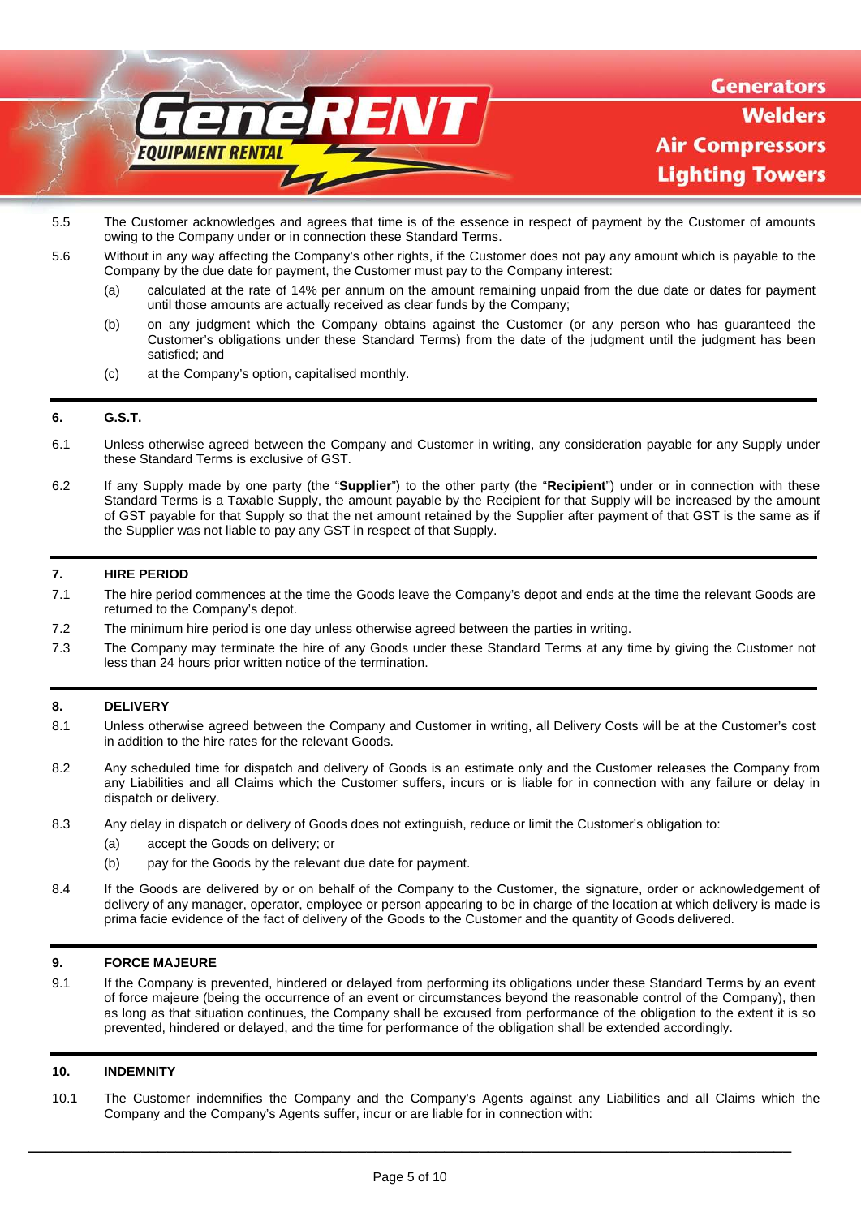5.5 The Customer acknowledges and agrees that time is of the essence in respect of payment by the Customer of amounts owing to the Company under or in connection these Standard Terms.

5.6 Without in any way affecting the Company's other rights, if the Customer does not pay any amount which is payable to the Company by the due date for payment, the Customer must pay to the Company interest:

(a) calculated at the rate of 14% per annum on the amount remaining unpaid from the due date or dates for payment until those amounts are actually received as clear funds by the Company;

(b) on any judgment which the Company obtains against the Customer (or any person who has guaranteed the Customer's obligations under these Standard Terms) from the date of the judgment until the judgment has been satisfied; and

(c) at the Company's option, capitalised monthly.

## 6. G.S.T.

6.1 Unless otherwise agreed between the Company and Customer in writing, any consideration payable for any Supply under these Standard Terms is exclusive of GST.

6.2 If any Supply made by one party (the "**Supplier**") to the other party (the "**Recipient**") under or in connection with these Standard Terms is a Taxable Supply, the amount payable by the Recipient for that Supply will be increased by the amount of GST payable for that Supply so that the net amount retained by the Supplier after payment of that GST is the same as if the Supplier was not liable to pay any GST in respect of that Supply.

## 7. HIRE PERIOD

7.1 The hire period commences at the time the Goods leave the Company's depot and ends at the time the relevant Goods are returned to the Company's depot.

7.2 The minimum hire period is one day unless otherwise agreed between the parties in writing.

7.3 The Company may terminate the hire of any Goods under these Standard Terms at any time by giving the Customer not less than 24 hours prior written notice of the termination.

## 8. DELIVERY

8.1 Unless otherwise agreed between the Company and Customer in writing, all Delivery Costs will be at the Customer's cost in addition to the hire rates for the relevant Goods.

8.2 Any scheduled time for dispatch and delivery of Goods is an estimate only and the Customer releases the Company from any Liabilities and all Claims which the Customer suffers, incurs or is liable for in connection with any failure or delay in dispatch or delivery.

8.3 Any delay in dispatch or delivery of Goods does not extinguish, reduce or limit the Customer's obligation to:

(a) accept the Goods on delivery; or

(b) pay for the Goods by the relevant due date for payment.

8.4 If the Goods are delivered by or on behalf of the Company to the Customer, the signature, order or acknowledgement of delivery of any manager, operator, employee or person appearing to be in charge of the location at which delivery is made is prima facie evidence of the fact of delivery of the Goods to the Customer and the quantity of Goods delivered.

## 9. FORCE MAJEURE

9.1 If the Company is prevented, hindered or delayed from performing its obligations under these Standard Terms by an event of force majeure (being the occurrence of an event or circumstances beyond the reasonable control of the Company), then as long as that situation continues, the Company shall be excused from performance of the obligation to the extent it is so prevented, hindered or delayed, and the time for performance of the obligation shall be extended accordingly.

## 10. INDEMNITY

10.1 The Customer indemnifies the Company and the Company's Agents against any Liabilities and all Claims which the Company and the Company's Agents suffer, incur or are liable for in connection with: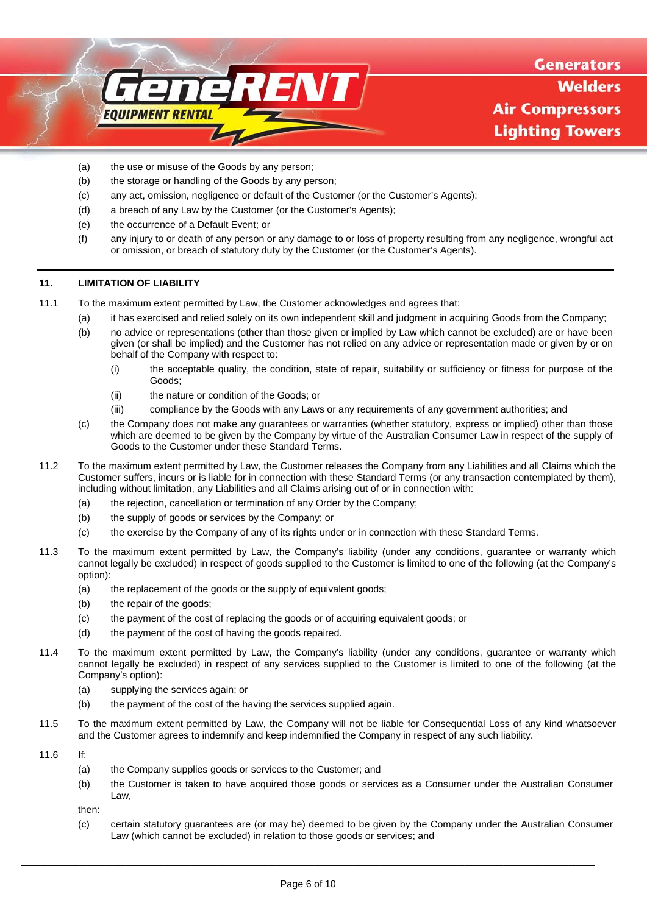(a) the use or misuse of the Goods by any person;

(b) the storage or handling of the Goods by any person;

(c) any act, omission, negligence or default of the Customer (or the Customer's Agents);

(d) a breach of any Law by the Customer (or the Customer's Agents);

(e) the occurrence of a Default Event; or

(f) any injury to or death of any person or any damage to or loss of property resulting from any negligence, wrongful act or omission, or breach of statutory duty by the Customer (or the Customer's Agents).

---

## 11. LIMITATION OF LIABILITY

11.1 To the maximum extent permitted by Law, the Customer acknowledges and agrees that:

- (a) it has exercised and relied solely on its own independent skill and judgment in acquiring Goods from the Company;
- (b) no advice or representations (other than those given or implied by Law which cannot be excluded) are or have been given (or shall be implied) and the Customer has not relied on any advice or representation made or given by or on behalf of the Company with respect to:
  - (i) the acceptable quality, the condition, state of repair, suitability or sufficiency or fitness for purpose of the Goods;
  - (ii) the nature or condition of the Goods; or
  - (iii) compliance by the Goods with any Laws or any requirements of any government authorities; and
- (c) the Company does not make any guarantees or warranties (whether statutory, express or implied) other than those which are deemed to be given by the Company by virtue of the Australian Consumer Law in respect of the supply of Goods to the Customer under these Standard Terms.

11.2 To the maximum extent permitted by Law, the Customer releases the Company from any Liabilities and all Claims which the Customer suffers, incurs or is liable for in connection with these Standard Terms (or any transaction contemplated by them), including without limitation, any Liabilities and all Claims arising out of or in connection with:

- (a) the rejection, cancellation or termination of any Order by the Company;
- (b) the supply of goods or services by the Company; or
- (c) the exercise by the Company of any of its rights under or in connection with these Standard Terms.

11.3 To the maximum extent permitted by Law, the Company's liability (under any conditions, guarantee or warranty which cannot legally be excluded) in respect of goods supplied to the Customer is limited to one of the following (at the Company's option):

- (a) the replacement of the goods or the supply of equivalent goods;
- (b) the repair of the goods;
- (c) the payment of the cost of replacing the goods or of acquiring equivalent goods; or
- (d) the payment of the cost of having the goods repaired.

11.4 To the maximum extent permitted by Law, the Company's liability (under any conditions, guarantee or warranty which cannot legally be excluded) in respect of any services supplied to the Customer is limited to one of the following (at the Company's option):

- (a) supplying the services again; or
- (b) the payment of the cost of the having the services supplied again.

11.5 To the maximum extent permitted by Law, the Company will not be liable for Consequential Loss of any kind whatsoever and the Customer agrees to indemnify and keep indemnified the Company in respect of any such liability.

11.6 If:

- (a) the Company supplies goods or services to the Customer; and
- (b) the Customer is taken to have acquired those goods or services as a Consumer under the Australian Consumer Law,

then:

- (c) certain statutory guarantees are (or may be) deemed to be given by the Company under the Australian Consumer Law (which cannot be excluded) in relation to those goods or services; and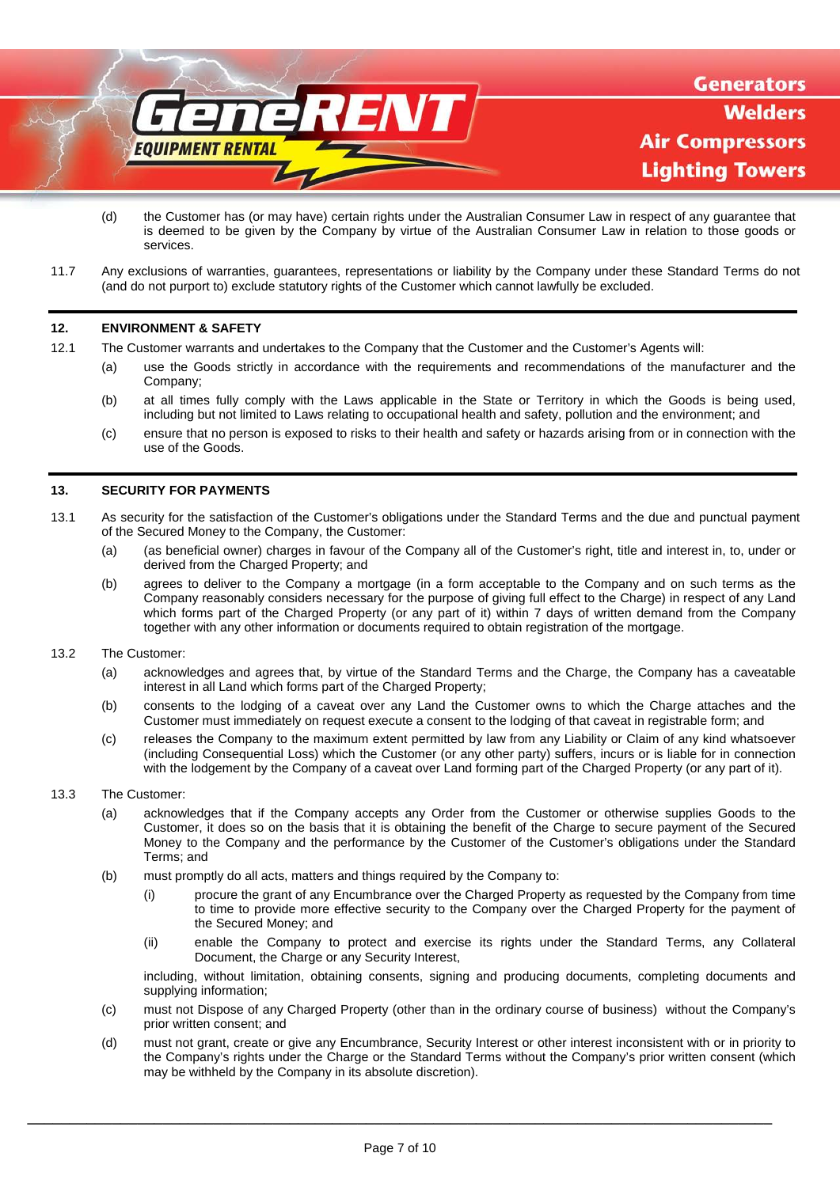(d) the Customer has (or may have) certain rights under the Australian Consumer Law in respect of any guarantee that is deemed to be given by the Company by virtue of the Australian Consumer Law in relation to those goods or services.

11.7 Any exclusions of warranties, guarantees, representations or liability by the Company under these Standard Terms do not (and do not purport to) exclude statutory rights of the Customer which cannot lawfully be excluded.

## 12. ENVIRONMENT & SAFETY

12.1 The Customer warrants and undertakes to the Company that the Customer and the Customer's Agents will:

(a) use the Goods strictly in accordance with the requirements and recommendations of the manufacturer and the Company;

(b) at all times fully comply with the Laws applicable in the State or Territory in which the Goods is being used, including but not limited to Laws relating to occupational health and safety, pollution and the environment; and

(c) ensure that no person is exposed to risks to their health and safety or hazards arising from or in connection with the use of the Goods.

## 13. SECURITY FOR PAYMENTS

13.1 As security for the satisfaction of the Customer's obligations under the Standard Terms and the due and punctual payment of the Secured Money to the Company, the Customer:

(a) (as beneficial owner) charges in favour of the Company all of the Customer's right, title and interest in, to, under or derived from the Charged Property; and

(b) agrees to deliver to the Company a mortgage (in a form acceptable to the Company and on such terms as the Company reasonably considers necessary for the purpose of giving full effect to the Charge) in respect of any Land which forms part of the Charged Property (or any part of it) within 7 days of written demand from the Company together with any other information or documents required to obtain registration of the mortgage.

13.2 The Customer:

(a) acknowledges and agrees that, by virtue of the Standard Terms and the Charge, the Company has a caveatable interest in all Land which forms part of the Charged Property;

(b) consents to the lodging of a caveat over any Land the Customer owns to which the Charge attaches and the Customer must immediately on request execute a consent to the lodging of that caveat in registrable form; and

(c) releases the Company to the maximum extent permitted by law from any Liability or Claim of any kind whatsoever (including Consequential Loss) which the Customer (or any other party) suffers, incurs or is liable for in connection with the lodgement by the Company of a caveat over Land forming part of the Charged Property (or any part of it).

13.3 The Customer:

(a) acknowledges that if the Company accepts any Order from the Customer or otherwise supplies Goods to the Customer, it does so on the basis that it is obtaining the benefit of the Charge to secure payment of the Secured Money to the Company and the performance by the Customer of the Customer's obligations under the Standard Terms; and

(b) must promptly do all acts, matters and things required by the Company to:

   (i) procure the grant of any Encumbrance over the Charged Property as requested by the Company from time to time to provide more effective security to the Company over the Charged Property for the payment of the Secured Money; and

   (ii) enable the Company to protect and exercise its rights under the Standard Terms, any Collateral Document, the Charge or any Security Interest,

   including, without limitation, obtaining consents, signing and producing documents, completing documents and supplying information;

(c) must not Dispose of any Charged Property (other than in the ordinary course of business) without the Company's prior written consent; and

(d) must not grant, create or give any Encumbrance, Security Interest or other interest inconsistent with or in priority to the Company's rights under the Charge or the Standard Terms without the Company's prior written consent (which may be withheld by the Company in its absolute discretion).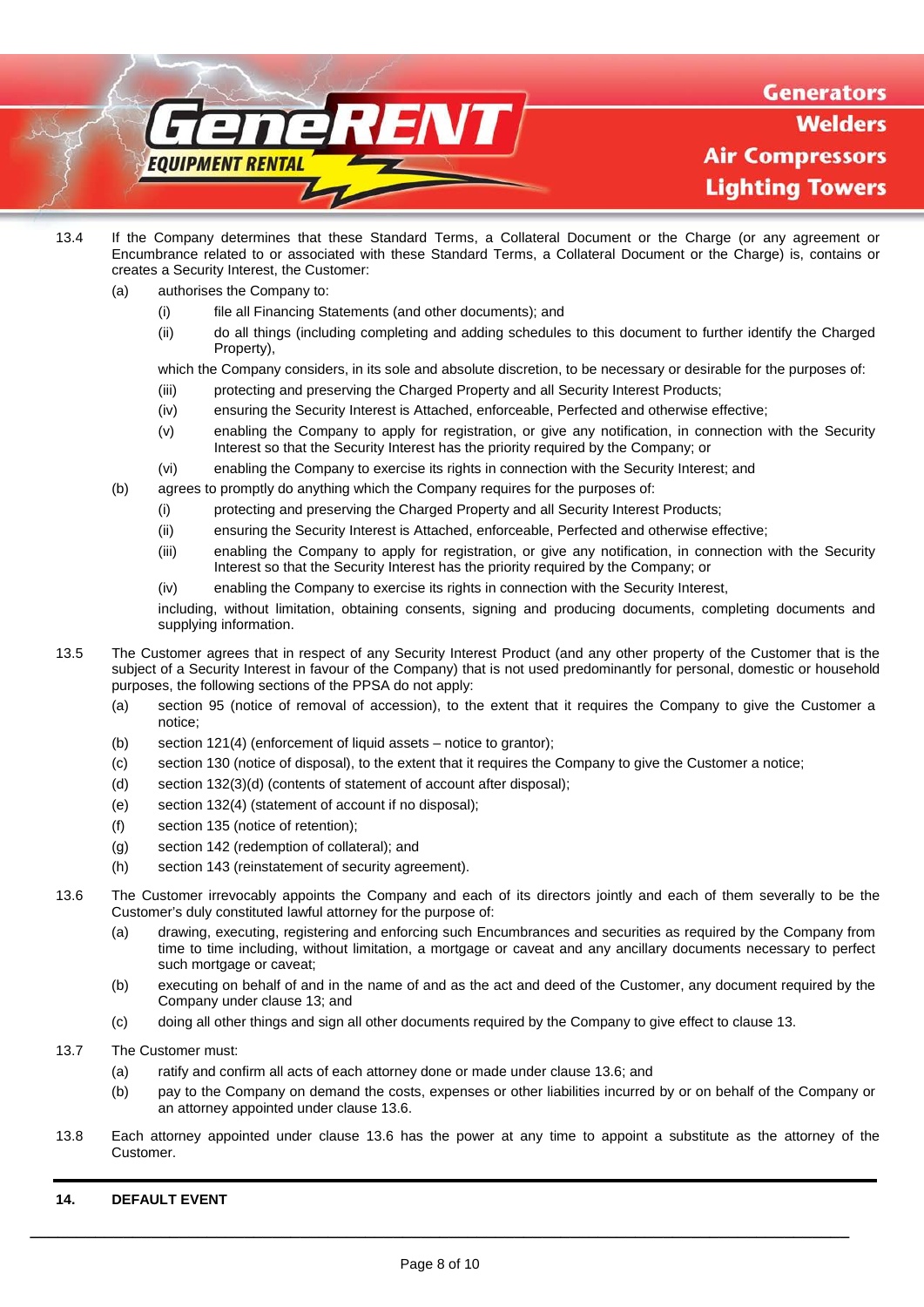13.4 If the Company determines that these Standard Terms, a Collateral Document or the Charge (or any agreement or Encumbrance related to or associated with these Standard Terms, a Collateral Document or the Charge) is, contains or creates a Security Interest, the Customer:

(a) authorises the Company to:

(i) file all Financing Statements (and other documents); and

(ii) do all things (including completing and adding schedules to this document to further identify the Charged Property),

which the Company considers, in its sole and absolute discretion, to be necessary or desirable for the purposes of:

(iii) protecting and preserving the Charged Property and all Security Interest Products;

(iv) ensuring the Security Interest is Attached, enforceable, Perfected and otherwise effective;

(v) enabling the Company to apply for registration, or give any notification, in connection with the Security Interest so that the Security Interest has the priority required by the Company; or

(vi) enabling the Company to exercise its rights in connection with the Security Interest; and

(b) agrees to promptly do anything which the Company requires for the purposes of:

(i) protecting and preserving the Charged Property and all Security Interest Products;

(ii) ensuring the Security Interest is Attached, enforceable, Perfected and otherwise effective;

(iii) enabling the Company to apply for registration, or give any notification, in connection with the Security Interest so that the Security Interest has the priority required by the Company; or

(iv) enabling the Company to exercise its rights in connection with the Security Interest,

including, without limitation, obtaining consents, signing and producing documents, completing documents and supplying information.

13.5 The Customer agrees that in respect of any Security Interest Product (and any other property of the Customer that is the subject of a Security Interest in favour of the Company) that is not used predominantly for personal, domestic or household purposes, the following sections of the PPSA do not apply:

(a) section 95 (notice of removal of accession), to the extent that it requires the Company to give the Customer a notice;

(b) section 121(4) (enforcement of liquid assets – notice to grantor);

(c) section 130 (notice of disposal), to the extent that it requires the Company to give the Customer a notice;

(d) section 132(3)(d) (contents of statement of account after disposal);

(e) section 132(4) (statement of account if no disposal);

(f) section 135 (notice of retention);

(g) section 142 (redemption of collateral); and

(h) section 143 (reinstatement of security agreement).

13.6 The Customer irrevocably appoints the Company and each of its directors jointly and each of them severally to be the Customer's duly constituted lawful attorney for the purpose of:

(a) drawing, executing, registering and enforcing such Encumbrances and securities as required by the Company from time to time including, without limitation, a mortgage or caveat and any ancillary documents necessary to perfect such mortgage or caveat;

(b) executing on behalf of and in the name of and as the act and deed of the Customer, any document required by the Company under clause 13; and

(c) doing all other things and sign all other documents required by the Company to give effect to clause 13.

13.7 The Customer must:

(a) ratify and confirm all acts of each attorney done or made under clause 13.6; and

(b) pay to the Company on demand the costs, expenses or other liabilities incurred by or on behalf of the Company or an attorney appointed under clause 13.6.

13.8 Each attorney appointed under clause 13.6 has the power at any time to appoint a substitute as the attorney of the Customer.

## 14. DEFAULT EVENT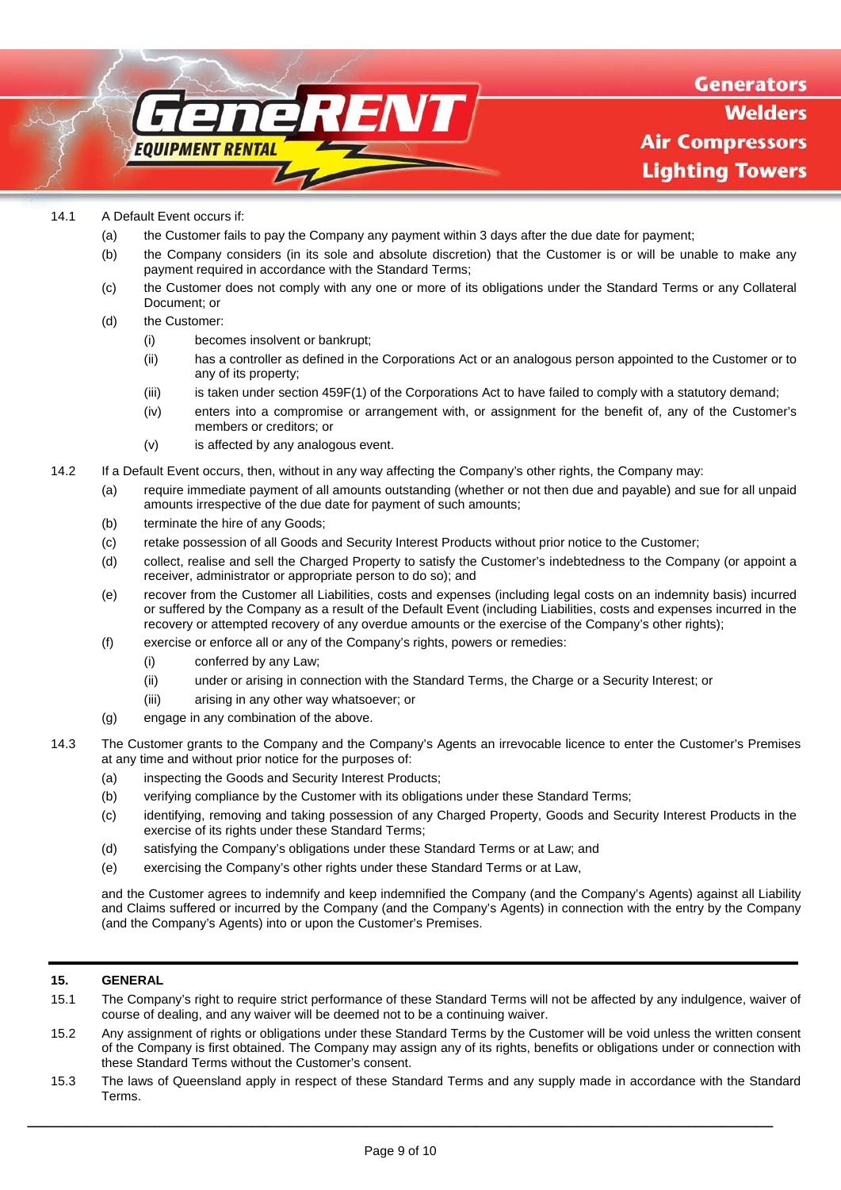14.1 A Default Event occurs if:

(a) the Customer fails to pay the Company any payment within 3 days after the due date for payment;

(b) the Company considers (in its sole and absolute discretion) that the Customer is or will be unable to make any payment required in accordance with the Standard Terms;

(c) the Customer does not comply with any one or more of its obligations under the Standard Terms or any Collateral Document; or

(d) the Customer:

(i) becomes insolvent or bankrupt;

(ii) has a controller as defined in the Corporations Act or an analogous person appointed to the Customer or to any of its property;

(iii) is taken under section 459F(1) of the Corporations Act to have failed to comply with a statutory demand;

(iv) enters into a compromise or arrangement with, or assignment for the benefit of, any of the Customer's members or creditors; or

(v) is affected by any analogous event.

14.2 If a Default Event occurs, then, without in any way affecting the Company's other rights, the Company may:

(a) require immediate payment of all amounts outstanding (whether or not then due and payable) and sue for all unpaid amounts irrespective of the due date for payment of such amounts;

(b) terminate the hire of any Goods;

(c) retake possession of all Goods and Security Interest Products without prior notice to the Customer;

(d) collect, realise and sell the Charged Property to satisfy the Customer's indebtedness to the Company (or appoint a receiver, administrator or appropriate person to do so); and

(e) recover from the Customer all Liabilities, costs and expenses (including legal costs on an indemnity basis) incurred or suffered by the Company as a result of the Default Event (including Liabilities, costs and expenses incurred in the recovery or attempted recovery of any overdue amounts or the exercise of the Company's other rights);

(f) exercise or enforce all or any of the Company's rights, powers or remedies:

(i) conferred by any Law;

(ii) under or arising in connection with the Standard Terms, the Charge or a Security Interest; or

(iii) arising in any other way whatsoever; or

(g) engage in any combination of the above.

14.3 The Customer grants to the Company and the Company's Agents an irrevocable licence to enter the Customer's Premises at any time and without prior notice for the purposes of:

(a) inspecting the Goods and Security Interest Products;

(b) verifying compliance by the Customer with its obligations under these Standard Terms;

(c) identifying, removing and taking possession of any Charged Property, Goods and Security Interest Products in the exercise of its rights under these Standard Terms;

(d) satisfying the Company's obligations under these Standard Terms or at Law; and

(e) exercising the Company's other rights under these Standard Terms or at Law,

and the Customer agrees to indemnify and keep indemnified the Company (and the Company's Agents) against all Liability and Claims suffered or incurred by the Company (and the Company's Agents) in connection with the entry by the Company (and the Company's Agents) into or upon the Customer's Premises.

## 15. GENERAL

15.1 The Company's right to require strict performance of these Standard Terms will not be affected by any indulgence, waiver of course of dealing, and any waiver will be deemed not to be a continuing waiver.

15.2 Any assignment of rights or obligations under these Standard Terms by the Customer will be void unless the written consent of the Company is first obtained. The Company may assign any of its rights, benefits or obligations under or connection with these Standard Terms without the Customer's consent.

15.3 The laws of Queensland apply in respect of these Standard Terms and any supply made in accordance with the Standard Terms.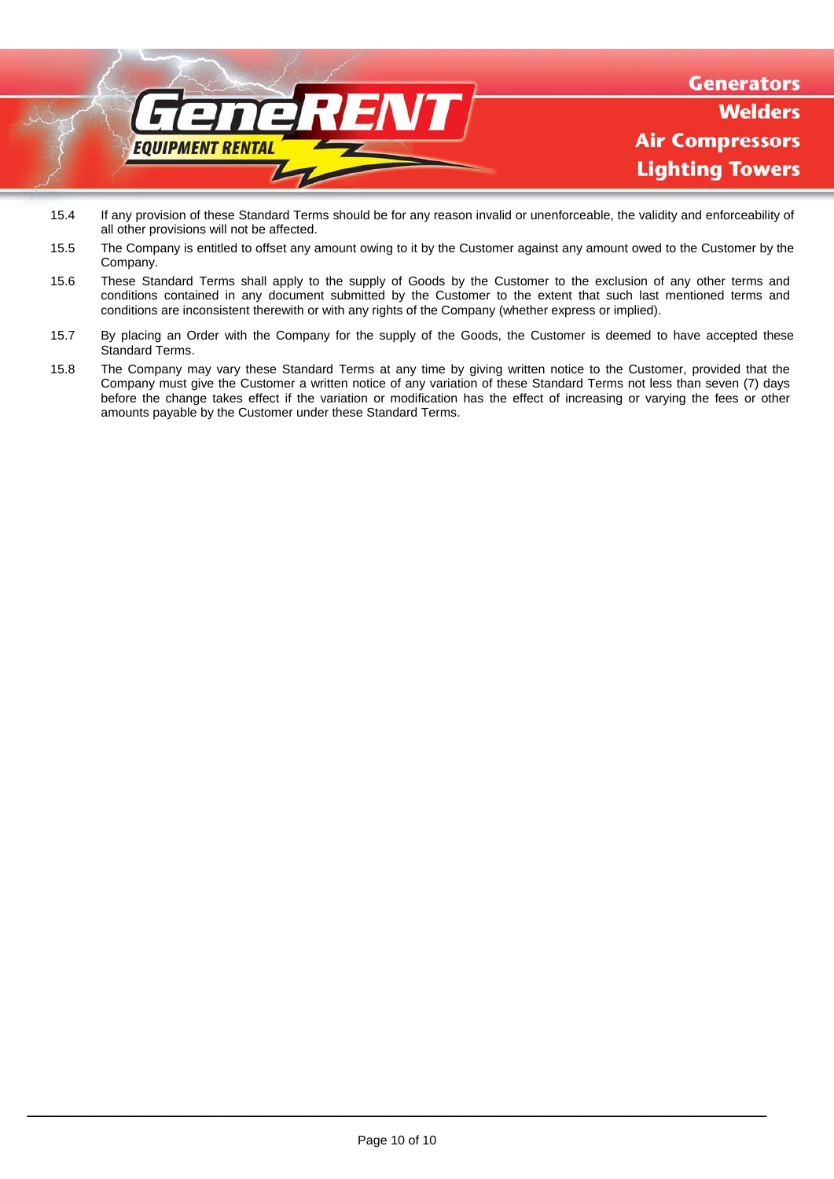15.4 If any provision of these Standard Terms should be for any reason invalid or unenforceable, the validity and enforceability of all other provisions will not be affected.

15.5 The Company is entitled to offset any amount owing to it by the Customer against any amount owed to the Customer by the Company.

15.6 These Standard Terms shall apply to the supply of Goods by the Customer to the exclusion of any other terms and conditions contained in any document submitted by the Customer to the extent that such last mentioned terms and conditions are inconsistent therewith or with any rights of the Company (whether express or implied).

15.7 By placing an Order with the Company for the supply of the Goods, the Customer is deemed to have accepted these Standard Terms.

15.8 The Company may vary these Standard Terms at any time by giving written notice to the Customer, provided that the Company must give the Customer a written notice of any variation of these Standard Terms not less than seven (7) days before the change takes effect if the variation or modification has the effect of increasing or varying the fees or other amounts payable by the Customer under these Standard Terms.